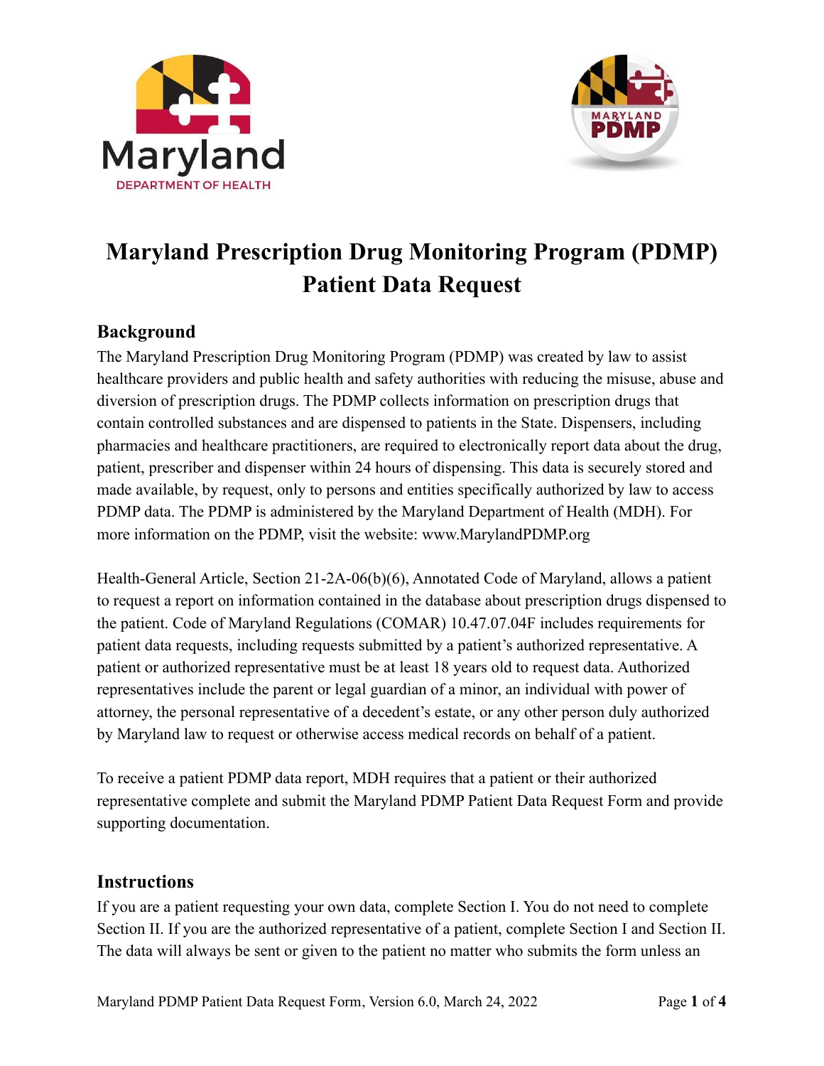# Maryland Prescription Drug Monitoring Program (PDMP) Patient Data Request

## Background

The Maryland Prescription Drug Monitoring Program (PDMP) was created by law to assist healthcare providers and public health and safety authorities with reducing the misuse, abuse and diversion of prescription drugs. The PDMP collects information on prescription drugs that contain controlled substances and are dispensed to patients in the State. Dispensers, including pharmacies and healthcare practitioners, are required to electronically report data about the drug, patient, prescriber and dispenser within 24 hours of dispensing. This data is securely stored and made available, by request, only to persons and entities specifically authorized by law to access PDMP data. The PDMP is administered by the Maryland Department of Health (MDH). For more information on the PDMP, visit the website: www.MarylandPDMP.org

Health-General Article, Section 21-2A-06(b)(6), Annotated Code of Maryland, allows a patient to request a report on information contained in the database about prescription drugs dispensed to the patient. Code of Maryland Regulations (COMAR) 10.47.07.04F includes requirements for patient data requests, including requests submitted by a patient's authorized representative. A patient or authorized representative must be at least 18 years old to request data. Authorized representatives include the parent or legal guardian of a minor, an individual with power of attorney, the personal representative of a decedent's estate, or any other person duly authorized by Maryland law to request or otherwise access medical records on behalf of a patient.

To receive a patient PDMP data report, MDH requires that a patient or their authorized representative complete and submit the Maryland PDMP Patient Data Request Form and provide supporting documentation.

## Instructions

If you are a patient requesting your own data, complete Section I. You do not need to complete Section II. If you are the authorized representative of a patient, complete Section I and Section II. The data will always be sent or given to the patient no matter who submits the form unless an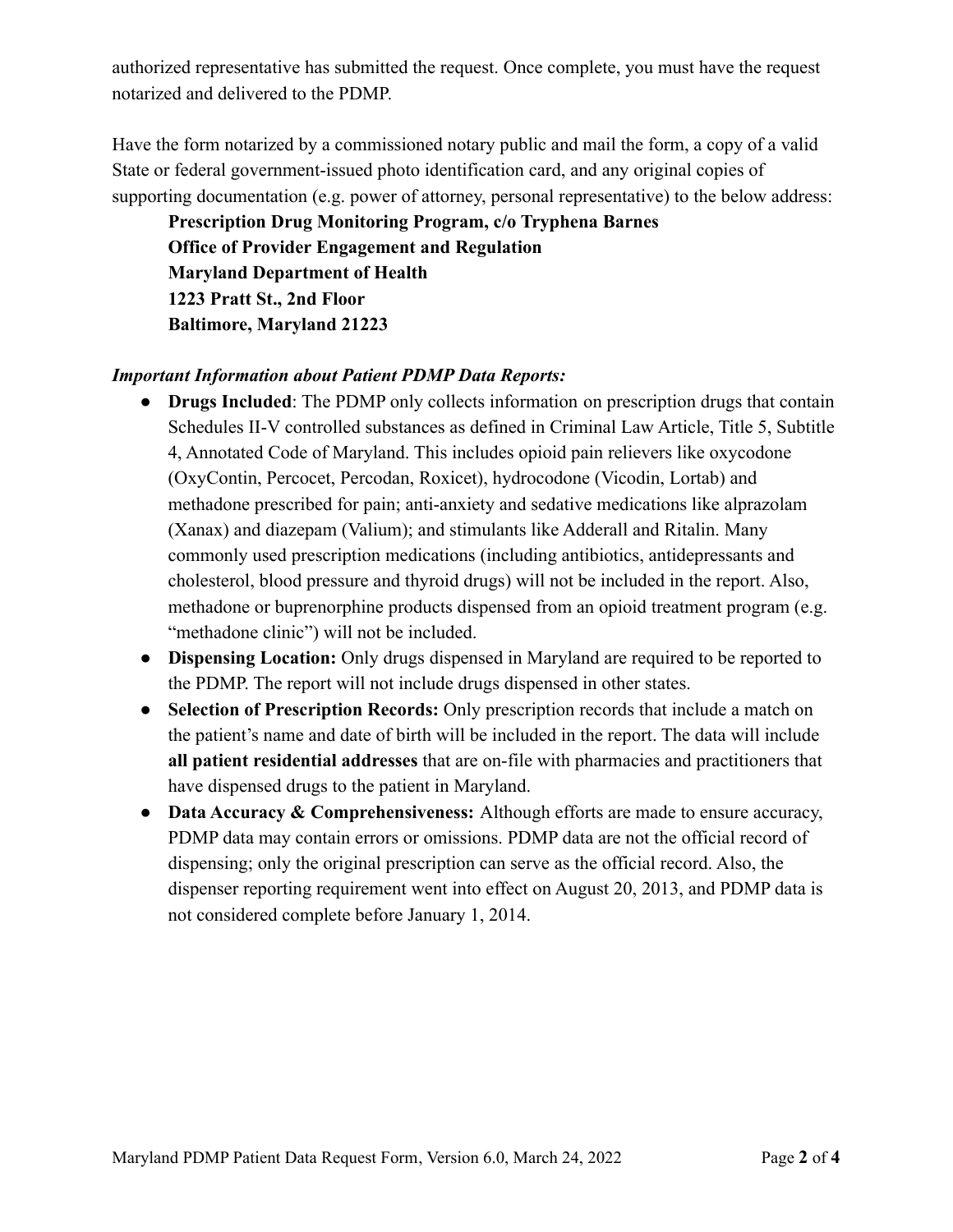authorized representative has submitted the request. Once complete, you must have the request notarized and delivered to the PDMP.

Have the form notarized by a commissioned notary public and mail the form, a copy of a valid State or federal government-issued photo identification card, and any original copies of supporting documentation (e.g. power of attorney, personal representative) to the below address:

> **Prescription Drug Monitoring Program, c/o Tryphena Barnes**
> **Office of Provider Engagement and Regulation**
> **Maryland Department of Health**
> **1223 Pratt St., 2nd Floor**
> **Baltimore, Maryland 21223**

***Important Information about Patient PDMP Data Reports:***

- **Drugs Included**: The PDMP only collects information on prescription drugs that contain Schedules II-V controlled substances as defined in Criminal Law Article, Title 5, Subtitle 4, Annotated Code of Maryland. This includes opioid pain relievers like oxycodone (OxyContin, Percocet, Percodan, Roxicet), hydrocodone (Vicodin, Lortab) and methadone prescribed for pain; anti-anxiety and sedative medications like alprazolam (Xanax) and diazepam (Valium); and stimulants like Adderall and Ritalin. Many commonly used prescription medications (including antibiotics, antidepressants and cholesterol, blood pressure and thyroid drugs) will not be included in the report. Also, methadone or buprenorphine products dispensed from an opioid treatment program (e.g. "methadone clinic") will not be included.
- **Dispensing Location:** Only drugs dispensed in Maryland are required to be reported to the PDMP. The report will not include drugs dispensed in other states.
- **Selection of Prescription Records:** Only prescription records that include a match on the patient's name and date of birth will be included in the report. The data will include **all patient residential addresses** that are on-file with pharmacies and practitioners that have dispensed drugs to the patient in Maryland.
- **Data Accuracy & Comprehensiveness:** Although efforts are made to ensure accuracy, PDMP data may contain errors or omissions. PDMP data are not the official record of dispensing; only the original prescription can serve as the official record. Also, the dispenser reporting requirement went into effect on August 20, 2013, and PDMP data is not considered complete before January 1, 2014.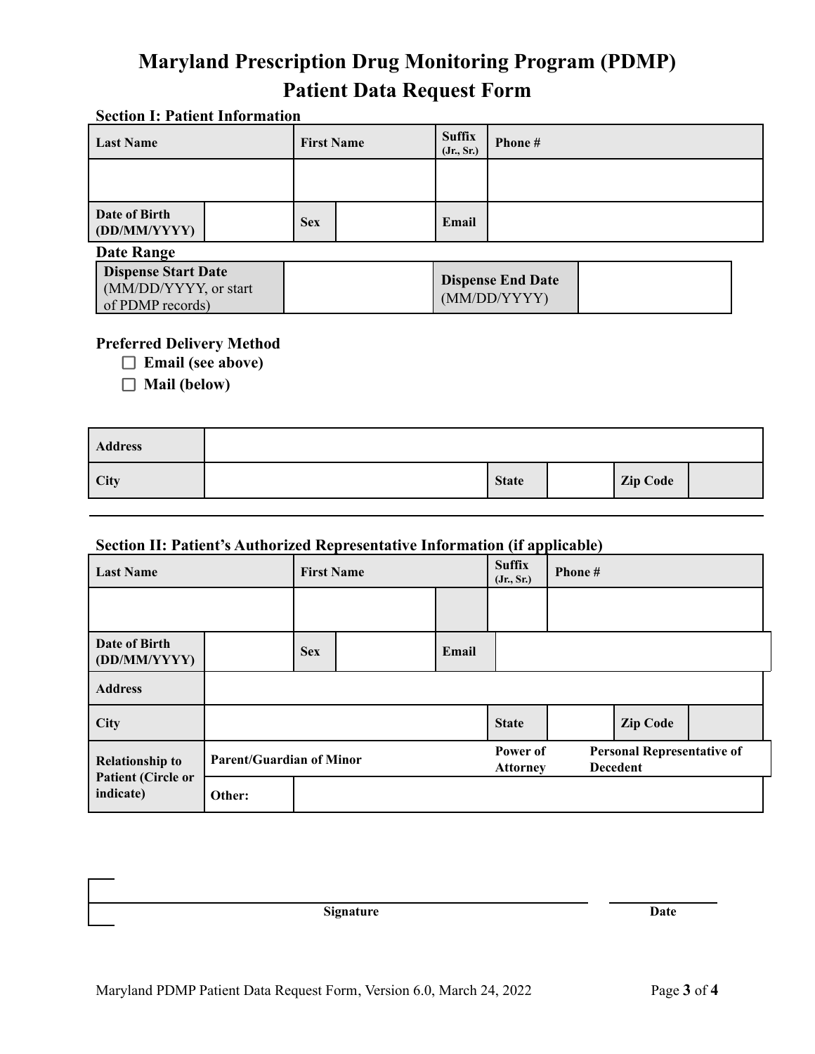# Maryland Prescription Drug Monitoring Program (PDMP)
# Patient Data Request Form

### Section I: Patient Information

| Last Name | First Name | Suffix (Jr., Sr.) | Phone # |
|---|---|---|---|
| | | | |

| Date of Birth (DD/MM/YYYY) | | Sex | | Email | |
|---|---|---|---|---|---|

### Date Range

| Dispense Start Date (MM/DD/YYYY, or start of PDMP records) | | Dispense End Date (MM/DD/YYYY) | |
|---|---|---|---|

**Preferred Delivery Method**

- ☐ **Email (see above)**
- ☐ **Mail (below)**

| Address | | | | | |
|---|---|---|---|---|---|
| City | | State | | Zip Code | |

### Section II: Patient's Authorized Representative Information (if applicable)

| Last Name | First Name | | Suffix (Jr., Sr.) | Phone # | |
|---|---|---|---|---|---|
| | | | | | |
| Date of Birth (DD/MM/YYYY) | | Sex | | Email | |
| Address | | | | | |
| City | | State | | Zip Code | |
| Relationship to Patient (Circle or indicate) | Parent/Guardian of Minor | | Power of Attorney | Personal Representative of Decedent | |
| | Other: | | | | |

______________________________ Signature ______________ Date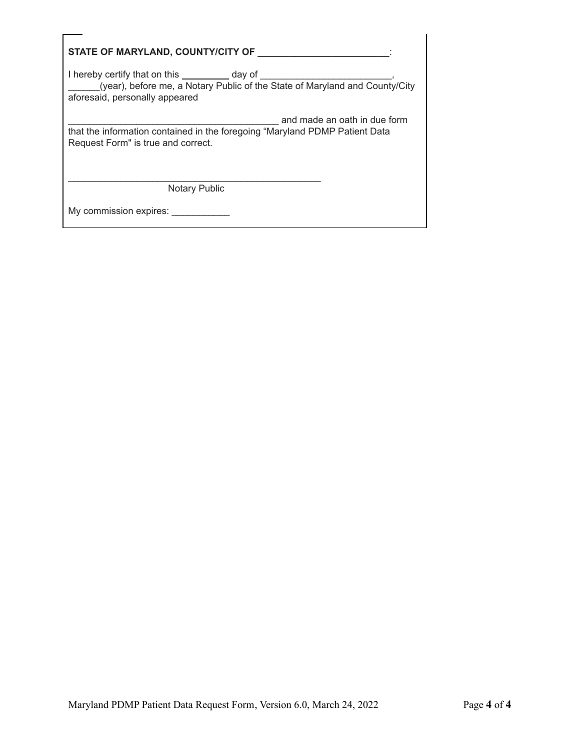**STATE OF MARYLAND, COUNTY/CITY OF ________________________:**

I hereby certify that on this _________ day of _________________________, ______(year), before me, a Notary Public of the State of Maryland and County/City aforesaid, personally appeared

_______________________________________ and made an oath in due form that the information contained in the foregoing "Maryland PDMP Patient Data Request Form" is true and correct.

_______________________________________________

Notary Public

My commission expires: ___________